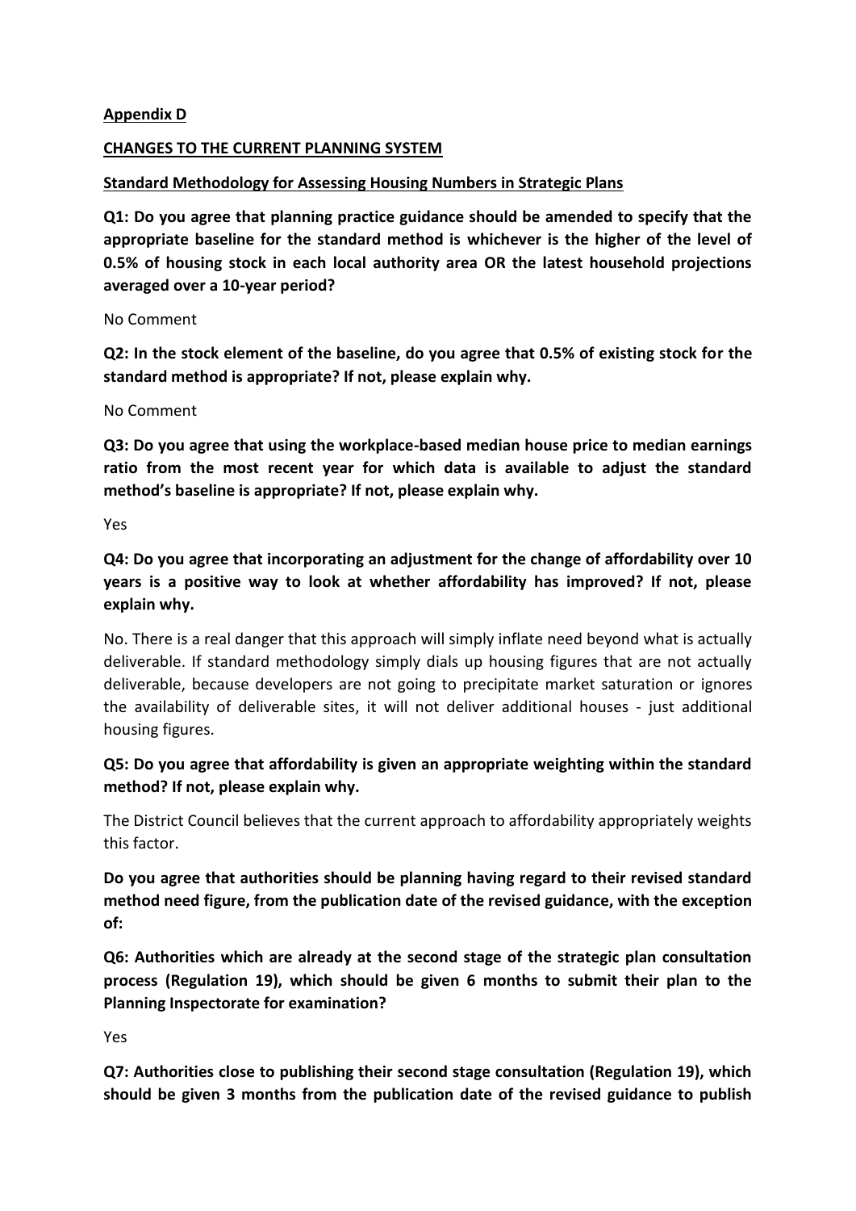**Appendix D**

**CHANGES TO THE CURRENT PLANNING SYSTEM**

**Standard Methodology for Assessing Housing Numbers in Strategic Plans**

**Q1: Do you agree that planning practice guidance should be amended to specify that the appropriate baseline for the standard method is whichever is the higher of the level of 0.5% of housing stock in each local authority area OR the latest household projections averaged over a 10-year period?**

No Comment

**Q2: In the stock element of the baseline, do you agree that 0.5% of existing stock for the standard method is appropriate? If not, please explain why.**

No Comment

**Q3: Do you agree that using the workplace-based median house price to median earnings ratio from the most recent year for which data is available to adjust the standard method's baseline is appropriate? If not, please explain why.**

Yes

**Q4: Do you agree that incorporating an adjustment for the change of affordability over 10 years is a positive way to look at whether affordability has improved? If not, please explain why.**

No. There is a real danger that this approach will simply inflate need beyond what is actually deliverable. If standard methodology simply dials up housing figures that are not actually deliverable, because developers are not going to precipitate market saturation or ignores the availability of deliverable sites, it will not deliver additional houses - just additional housing figures.

**Q5: Do you agree that affordability is given an appropriate weighting within the standard method? If not, please explain why.**

The District Council believes that the current approach to affordability appropriately weights this factor.

**Do you agree that authorities should be planning having regard to their revised standard method need figure, from the publication date of the revised guidance, with the exception of:**

**Q6: Authorities which are already at the second stage of the strategic plan consultation process (Regulation 19), which should be given 6 months to submit their plan to the Planning Inspectorate for examination?**

Yes

**Q7: Authorities close to publishing their second stage consultation (Regulation 19), which should be given 3 months from the publication date of the revised guidance to publish**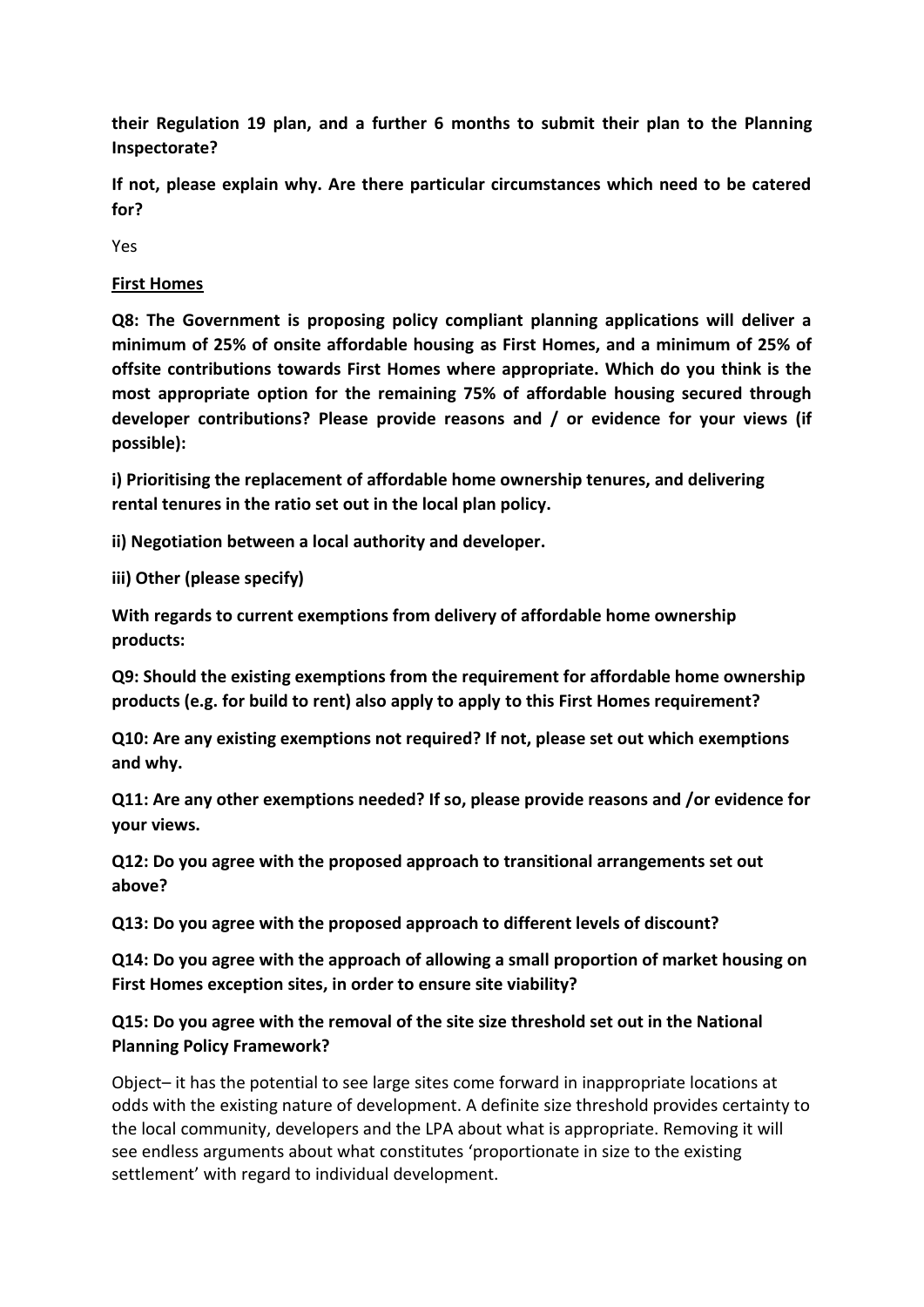**their Regulation 19 plan, and a further 6 months to submit their plan to the Planning Inspectorate?**

**If not, please explain why. Are there particular circumstances which need to be catered for?**

Yes

**First Homes**

**Q8: The Government is proposing policy compliant planning applications will deliver a minimum of 25% of onsite affordable housing as First Homes, and a minimum of 25% of offsite contributions towards First Homes where appropriate. Which do you think is the most appropriate option for the remaining 75% of affordable housing secured through developer contributions? Please provide reasons and / or evidence for your views (if possible):**

**i) Prioritising the replacement of affordable home ownership tenures, and delivering rental tenures in the ratio set out in the local plan policy.**

**ii) Negotiation between a local authority and developer.**

**iii) Other (please specify)**

**With regards to current exemptions from delivery of affordable home ownership products:**

**Q9: Should the existing exemptions from the requirement for affordable home ownership products (e.g. for build to rent) also apply to apply to this First Homes requirement?**

**Q10: Are any existing exemptions not required? If not, please set out which exemptions and why.**

**Q11: Are any other exemptions needed? If so, please provide reasons and /or evidence for your views.**

**Q12: Do you agree with the proposed approach to transitional arrangements set out above?**

**Q13: Do you agree with the proposed approach to different levels of discount?**

**Q14: Do you agree with the approach of allowing a small proportion of market housing on First Homes exception sites, in order to ensure site viability?**

**Q15: Do you agree with the removal of the site size threshold set out in the National Planning Policy Framework?**

Object– it has the potential to see large sites come forward in inappropriate locations at odds with the existing nature of development. A definite size threshold provides certainty to the local community, developers and the LPA about what is appropriate. Removing it will see endless arguments about what constitutes 'proportionate in size to the existing settlement' with regard to individual development.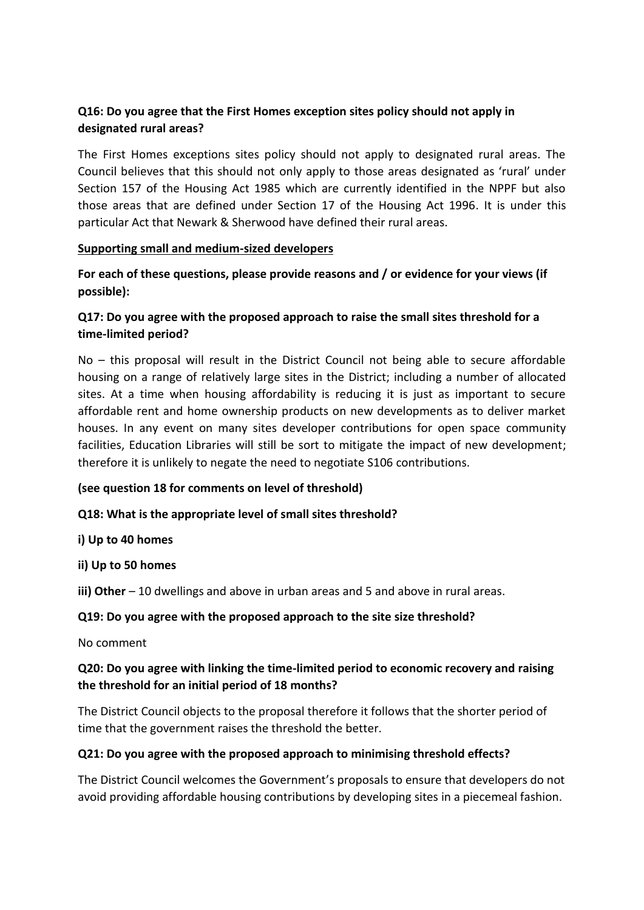**Q16: Do you agree that the First Homes exception sites policy should not apply in designated rural areas?**

The First Homes exceptions sites policy should not apply to designated rural areas. The Council believes that this should not only apply to those areas designated as 'rural' under Section 157 of the Housing Act 1985 which are currently identified in the NPPF but also those areas that are defined under Section 17 of the Housing Act 1996. It is under this particular Act that Newark & Sherwood have defined their rural areas.

**Supporting small and medium-sized developers**

**For each of these questions, please provide reasons and / or evidence for your views (if possible):**

**Q17: Do you agree with the proposed approach to raise the small sites threshold for a time-limited period?**

No – this proposal will result in the District Council not being able to secure affordable housing on a range of relatively large sites in the District; including a number of allocated sites. At a time when housing affordability is reducing it is just as important to secure affordable rent and home ownership products on new developments as to deliver market houses. In any event on many sites developer contributions for open space community facilities, Education Libraries will still be sort to mitigate the impact of new development; therefore it is unlikely to negate the need to negotiate S106 contributions.

**(see question 18 for comments on level of threshold)**

**Q18: What is the appropriate level of small sites threshold?**

**i) Up to 40 homes**

**ii) Up to 50 homes**

**iii) Other** – 10 dwellings and above in urban areas and 5 and above in rural areas.

**Q19: Do you agree with the proposed approach to the site size threshold?**

No comment

**Q20: Do you agree with linking the time-limited period to economic recovery and raising the threshold for an initial period of 18 months?**

The District Council objects to the proposal therefore it follows that the shorter period of time that the government raises the threshold the better.

**Q21: Do you agree with the proposed approach to minimising threshold effects?**

The District Council welcomes the Government's proposals to ensure that developers do not avoid providing affordable housing contributions by developing sites in a piecemeal fashion.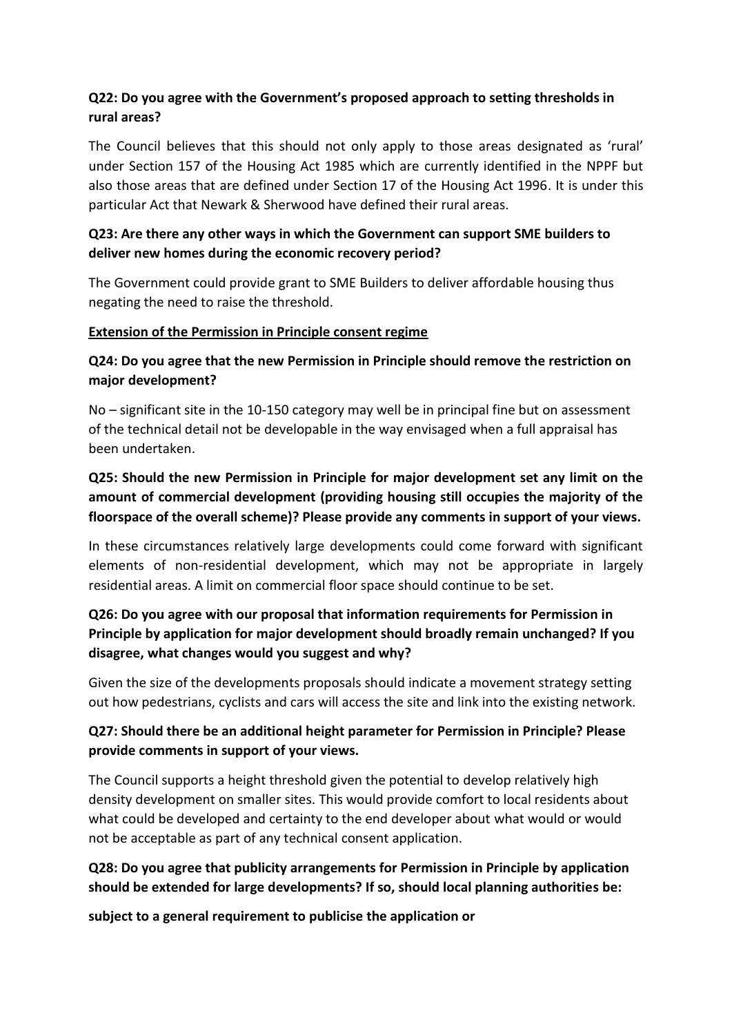**Q22: Do you agree with the Government's proposed approach to setting thresholds in rural areas?**

The Council believes that this should not only apply to those areas designated as 'rural' under Section 157 of the Housing Act 1985 which are currently identified in the NPPF but also those areas that are defined under Section 17 of the Housing Act 1996. It is under this particular Act that Newark & Sherwood have defined their rural areas.

**Q23: Are there any other ways in which the Government can support SME builders to deliver new homes during the economic recovery period?**

The Government could provide grant to SME Builders to deliver affordable housing thus negating the need to raise the threshold.

**Extension of the Permission in Principle consent regime**

**Q24: Do you agree that the new Permission in Principle should remove the restriction on major development?**

No – significant site in the 10-150 category may well be in principal fine but on assessment of the technical detail not be developable in the way envisaged when a full appraisal has been undertaken.

**Q25: Should the new Permission in Principle for major development set any limit on the amount of commercial development (providing housing still occupies the majority of the floorspace of the overall scheme)? Please provide any comments in support of your views.**

In these circumstances relatively large developments could come forward with significant elements of non-residential development, which may not be appropriate in largely residential areas. A limit on commercial floor space should continue to be set.

**Q26: Do you agree with our proposal that information requirements for Permission in Principle by application for major development should broadly remain unchanged? If you disagree, what changes would you suggest and why?**

Given the size of the developments proposals should indicate a movement strategy setting out how pedestrians, cyclists and cars will access the site and link into the existing network.

**Q27: Should there be an additional height parameter for Permission in Principle? Please provide comments in support of your views.**

The Council supports a height threshold given the potential to develop relatively high density development on smaller sites. This would provide comfort to local residents about what could be developed and certainty to the end developer about what would or would not be acceptable as part of any technical consent application.

**Q28: Do you agree that publicity arrangements for Permission in Principle by application should be extended for large developments? If so, should local planning authorities be:**

**subject to a general requirement to publicise the application or**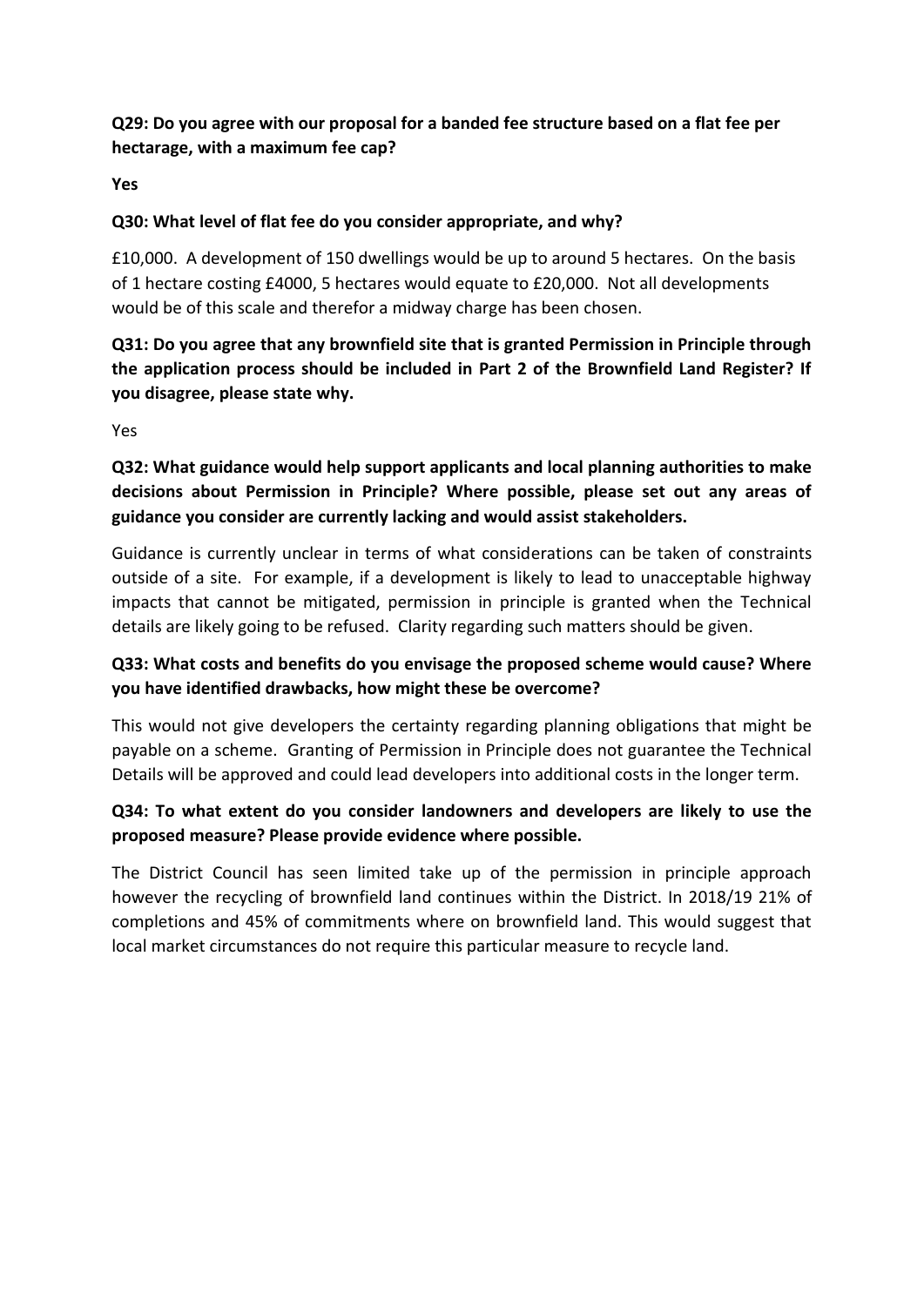**Q29: Do you agree with our proposal for a banded fee structure based on a flat fee per hectarage, with a maximum fee cap?**

**Yes**

**Q30: What level of flat fee do you consider appropriate, and why?**

£10,000. A development of 150 dwellings would be up to around 5 hectares. On the basis of 1 hectare costing £4000, 5 hectares would equate to £20,000. Not all developments would be of this scale and therefor a midway charge has been chosen.

**Q31: Do you agree that any brownfield site that is granted Permission in Principle through the application process should be included in Part 2 of the Brownfield Land Register? If you disagree, please state why.**

Yes

**Q32: What guidance would help support applicants and local planning authorities to make decisions about Permission in Principle? Where possible, please set out any areas of guidance you consider are currently lacking and would assist stakeholders.**

Guidance is currently unclear in terms of what considerations can be taken of constraints outside of a site. For example, if a development is likely to lead to unacceptable highway impacts that cannot be mitigated, permission in principle is granted when the Technical details are likely going to be refused. Clarity regarding such matters should be given.

**Q33: What costs and benefits do you envisage the proposed scheme would cause? Where you have identified drawbacks, how might these be overcome?**

This would not give developers the certainty regarding planning obligations that might be payable on a scheme. Granting of Permission in Principle does not guarantee the Technical Details will be approved and could lead developers into additional costs in the longer term.

**Q34: To what extent do you consider landowners and developers are likely to use the proposed measure? Please provide evidence where possible.**

The District Council has seen limited take up of the permission in principle approach however the recycling of brownfield land continues within the District. In 2018/19 21% of completions and 45% of commitments where on brownfield land. This would suggest that local market circumstances do not require this particular measure to recycle land.